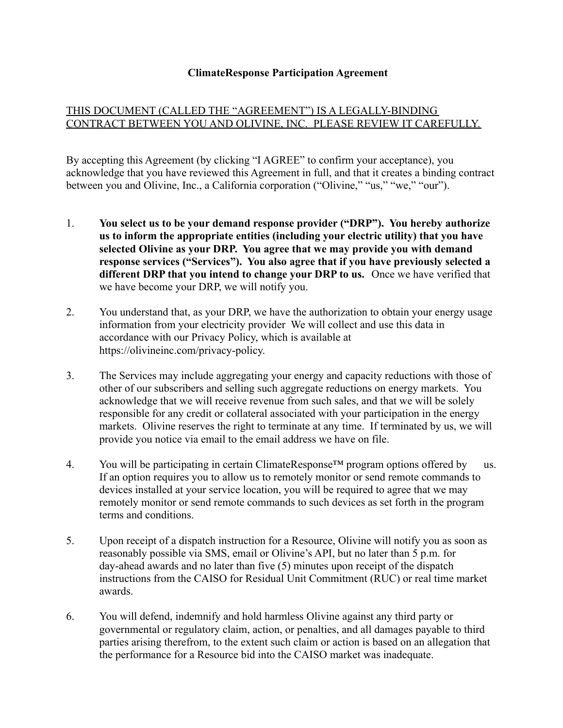**ClimateResponse Participation Agreement**

<u>THIS DOCUMENT (CALLED THE "AGREEMENT") IS A LEGALLY-BINDING CONTRACT BETWEEN YOU AND OLIVINE, INC. PLEASE REVIEW IT CAREFULLY.</u>

By accepting this Agreement (by clicking "I AGREE" to confirm your acceptance), you acknowledge that you have reviewed this Agreement in full, and that it creates a binding contract between you and Olivine, Inc., a California corporation ("Olivine," "us," "we," "our").

1. **You select us to be your demand response provider ("DRP"). You hereby authorize us to inform the appropriate entities (including your electric utility) that you have selected Olivine as your DRP. You agree that we may provide you with demand response services ("Services"). You also agree that if you have previously selected a different DRP that you intend to change your DRP to us.** Once we have verified that we have become your DRP, we will notify you.

2. You understand that, as your DRP, we have the authorization to obtain your energy usage information from your electricity provider We will collect and use this data in accordance with our Privacy Policy, which is available at https://olivineinc.com/privacy-policy.

3. The Services may include aggregating your energy and capacity reductions with those of other of our subscribers and selling such aggregate reductions on energy markets. You acknowledge that we will receive revenue from such sales, and that we will be solely responsible for any credit or collateral associated with your participation in the energy markets. Olivine reserves the right to terminate at any time. If terminated by us, we will provide you notice via email to the email address we have on file.

4. You will be participating in certain ClimateResponse™ program options offered by us. If an option requires you to allow us to remotely monitor or send remote commands to devices installed at your service location, you will be required to agree that we may remotely monitor or send remote commands to such devices as set forth in the program terms and conditions.

5. Upon receipt of a dispatch instruction for a Resource, Olivine will notify you as soon as reasonably possible via SMS, email or Olivine's API, but no later than 5 p.m. for day-ahead awards and no later than five (5) minutes upon receipt of the dispatch instructions from the CAISO for Residual Unit Commitment (RUC) or real time market awards.

6. You will defend, indemnify and hold harmless Olivine against any third party or governmental or regulatory claim, action, or penalties, and all damages payable to third parties arising therefrom, to the extent such claim or action is based on an allegation that the performance for a Resource bid into the CAISO market was inadequate.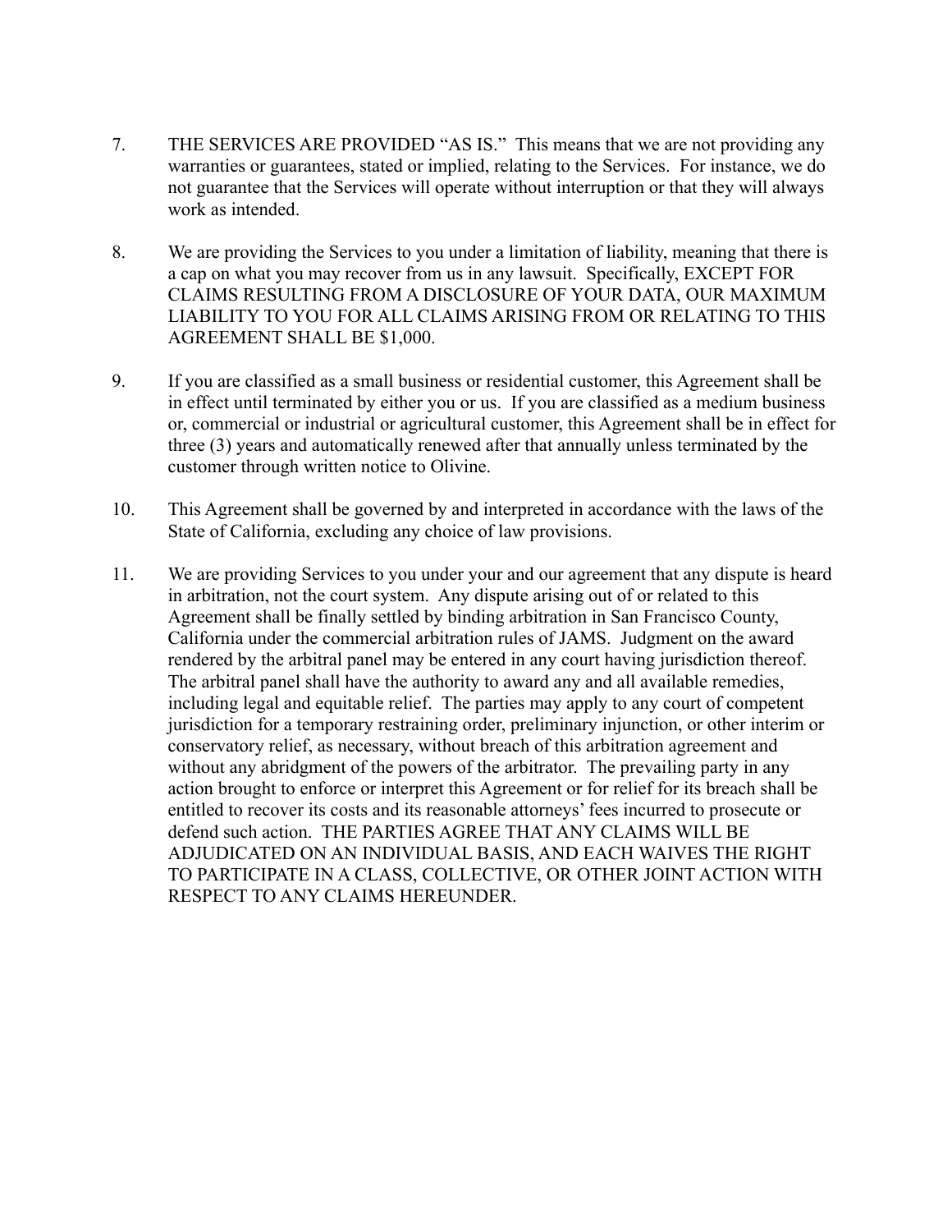7. THE SERVICES ARE PROVIDED "AS IS." This means that we are not providing any warranties or guarantees, stated or implied, relating to the Services. For instance, we do not guarantee that the Services will operate without interruption or that they will always work as intended.

8. We are providing the Services to you under a limitation of liability, meaning that there is a cap on what you may recover from us in any lawsuit. Specifically, EXCEPT FOR CLAIMS RESULTING FROM A DISCLOSURE OF YOUR DATA, OUR MAXIMUM LIABILITY TO YOU FOR ALL CLAIMS ARISING FROM OR RELATING TO THIS AGREEMENT SHALL BE $1,000.

9. If you are classified as a small business or residential customer, this Agreement shall be in effect until terminated by either you or us. If you are classified as a medium business or, commercial or industrial or agricultural customer, this Agreement shall be in effect for three (3) years and automatically renewed after that annually unless terminated by the customer through written notice to Olivine.

10. This Agreement shall be governed by and interpreted in accordance with the laws of the State of California, excluding any choice of law provisions.

11. We are providing Services to you under your and our agreement that any dispute is heard in arbitration, not the court system. Any dispute arising out of or related to this Agreement shall be finally settled by binding arbitration in San Francisco County, California under the commercial arbitration rules of JAMS. Judgment on the award rendered by the arbitral panel may be entered in any court having jurisdiction thereof. The arbitral panel shall have the authority to award any and all available remedies, including legal and equitable relief. The parties may apply to any court of competent jurisdiction for a temporary restraining order, preliminary injunction, or other interim or conservatory relief, as necessary, without breach of this arbitration agreement and without any abridgment of the powers of the arbitrator. The prevailing party in any action brought to enforce or interpret this Agreement or for relief for its breach shall be entitled to recover its costs and its reasonable attorneys' fees incurred to prosecute or defend such action. THE PARTIES AGREE THAT ANY CLAIMS WILL BE ADJUDICATED ON AN INDIVIDUAL BASIS, AND EACH WAIVES THE RIGHT TO PARTICIPATE IN A CLASS, COLLECTIVE, OR OTHER JOINT ACTION WITH RESPECT TO ANY CLAIMS HEREUNDER.